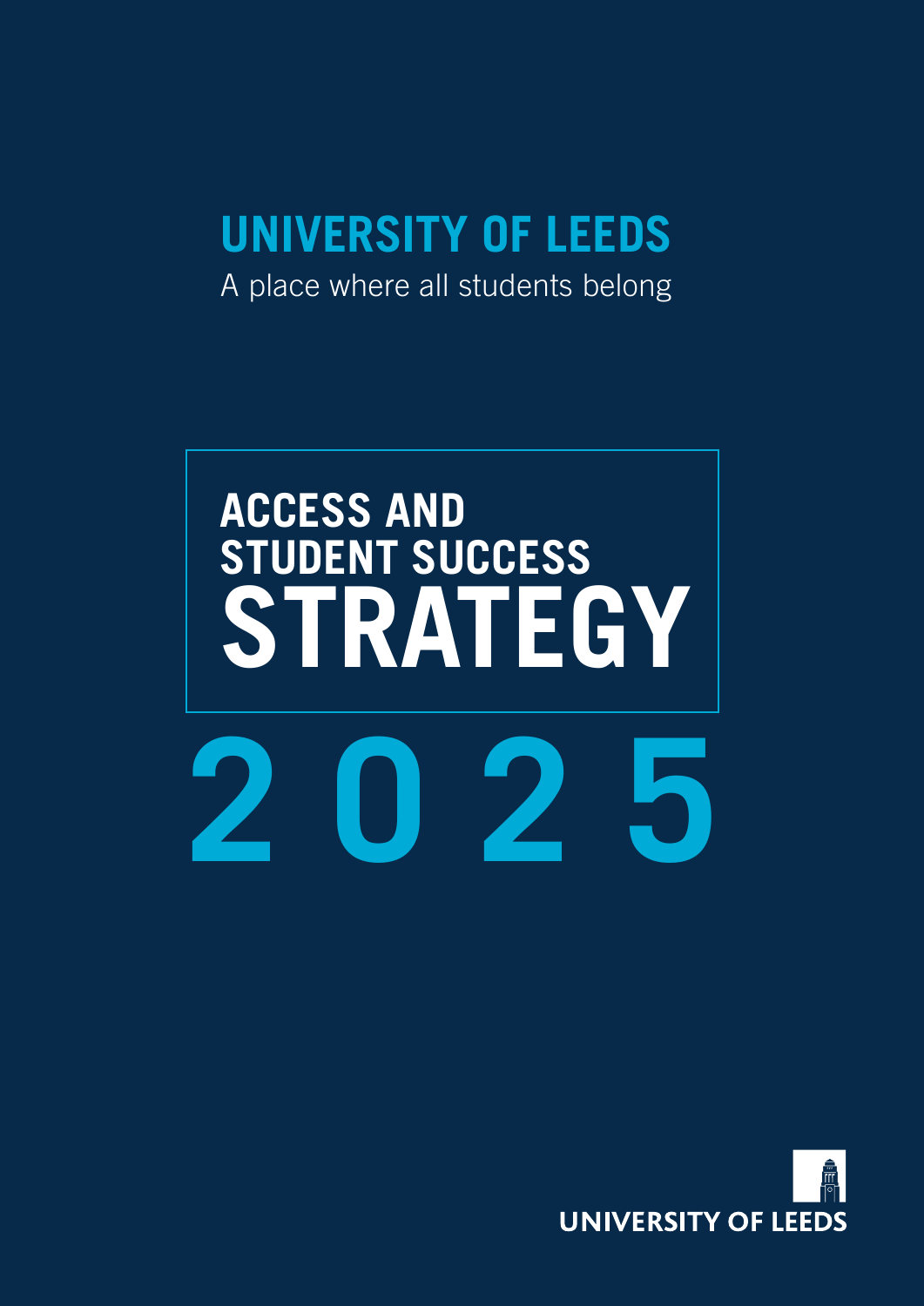# UNIVERSITY OF LEEDS

A place where all students belong

# ACCESS AND STUDENT SUCCESS STRATEGY

# 2025

UNIVERSITY OF LEEDS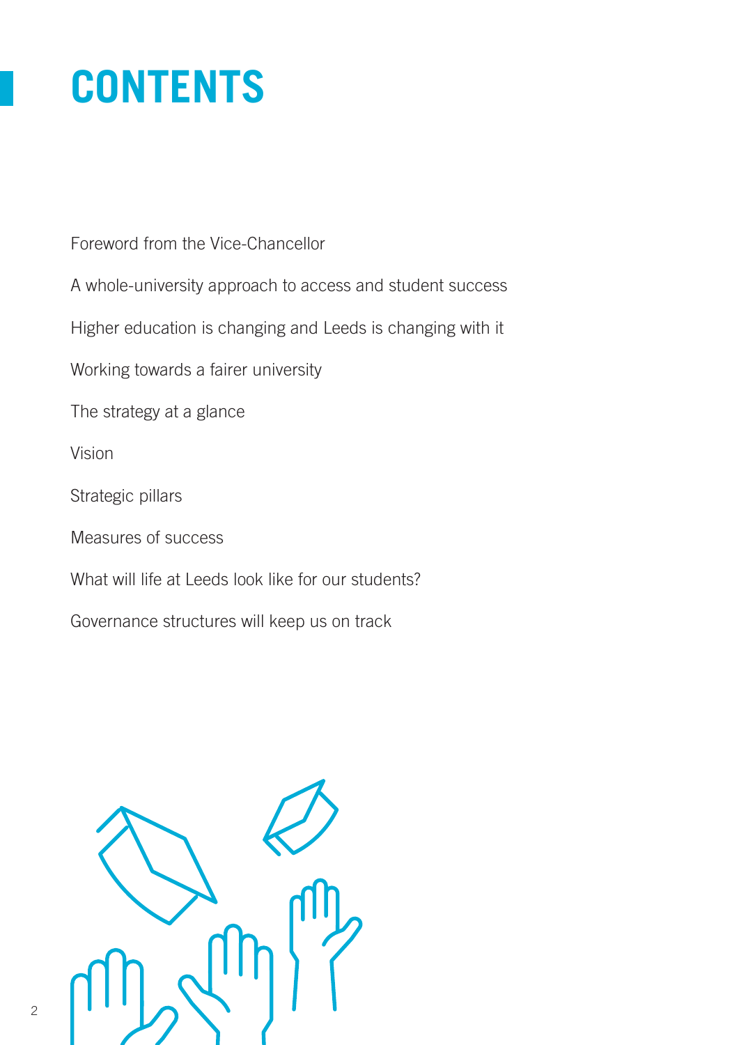# CONTENTS

Foreword from the Vice-Chancellor

A whole-university approach to access and student success

Higher education is changing and Leeds is changing with it

Working towards a fairer university

The strategy at a glance

Vision

Strategic pillars

Measures of success

What will life at Leeds look like for our students?

Governance structures will keep us on track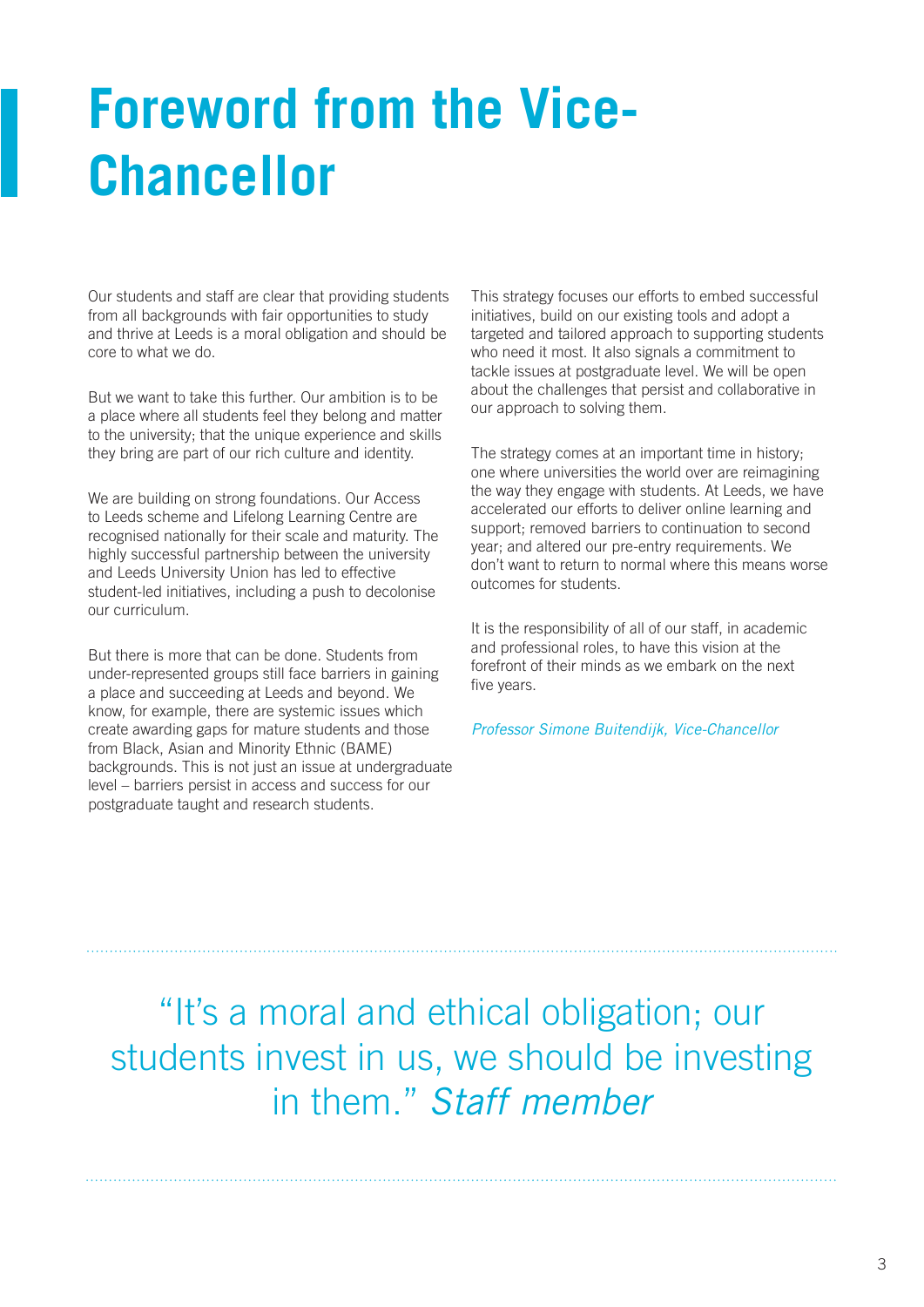# Foreword from the Vice-Chancellor

Our students and staff are clear that providing students from all backgrounds with fair opportunities to study and thrive at Leeds is a moral obligation and should be core to what we do.

But we want to take this further. Our ambition is to be a place where all students feel they belong and matter to the university; that the unique experience and skills they bring are part of our rich culture and identity.

We are building on strong foundations. Our Access to Leeds scheme and Lifelong Learning Centre are recognised nationally for their scale and maturity. The highly successful partnership between the university and Leeds University Union has led to effective student-led initiatives, including a push to decolonise our curriculum.

But there is more that can be done. Students from under-represented groups still face barriers in gaining a place and succeeding at Leeds and beyond. We know, for example, there are systemic issues which create awarding gaps for mature students and those from Black, Asian and Minority Ethnic (BAME) backgrounds. This is not just an issue at undergraduate level – barriers persist in access and success for our postgraduate taught and research students.

This strategy focuses our efforts to embed successful initiatives, build on our existing tools and adopt a targeted and tailored approach to supporting students who need it most. It also signals a commitment to tackle issues at postgraduate level. We will be open about the challenges that persist and collaborative in our approach to solving them.

The strategy comes at an important time in history; one where universities the world over are reimagining the way they engage with students. At Leeds, we have accelerated our efforts to deliver online learning and support; removed barriers to continuation to second year; and altered our pre-entry requirements. We don't want to return to normal where this means worse outcomes for students.

It is the responsibility of all of our staff, in academic and professional roles, to have this vision at the forefront of their minds as we embark on the next five years.

*Professor Simone Buitendijk, Vice-Chancellor*

---

"It's a moral and ethical obligation; our students invest in us, we should be investing in them." *Staff member*

---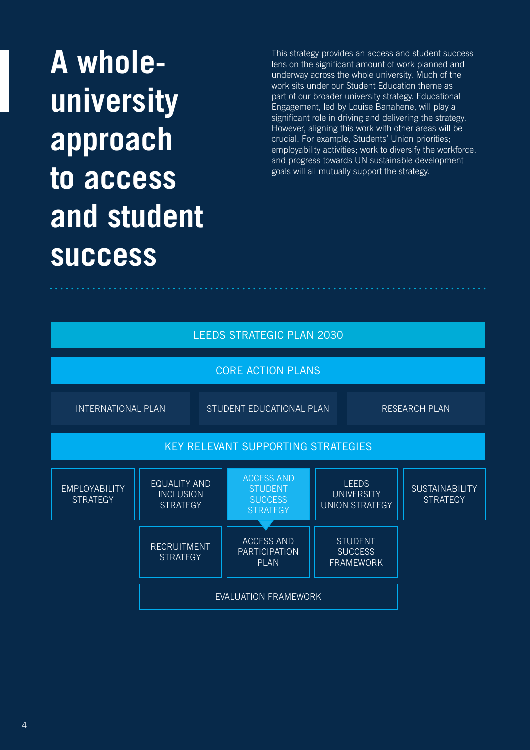# A whole-university approach to access and student success

This strategy provides an access and student success lens on the significant amount of work planned and underway across the whole university. Much of the work sits under our Student Education theme as part of our broader university strategy. Educational Engagement, led by Louise Banahene, will play a significant role in driving and delivering the strategy. However, aligning this work with other areas will be crucial. For example, Students' Union priorities; employability activities; work to diversify the workforce, and progress towards UN sustainable development goals will all mutually support the strategy.

LEEDS STRATEGIC PLAN 2030

CORE ACTION PLANS

- INTERNATIONAL PLAN
- STUDENT EDUCATIONAL PLAN
- RESEARCH PLAN

KEY RELEVANT SUPPORTING STRATEGIES

- EMPLOYABILITY STRATEGY
- EQUALITY AND INCLUSION STRATEGY
- ACCESS AND STUDENT SUCCESS STRATEGY
- LEEDS UNIVERSITY UNION STRATEGY
- SUSTAINABILITY STRATEGY

- RECRUITMENT STRATEGY
- ACCESS AND PARTICIPATION PLAN
- STUDENT SUCCESS FRAMEWORK

EVALUATION FRAMEWORK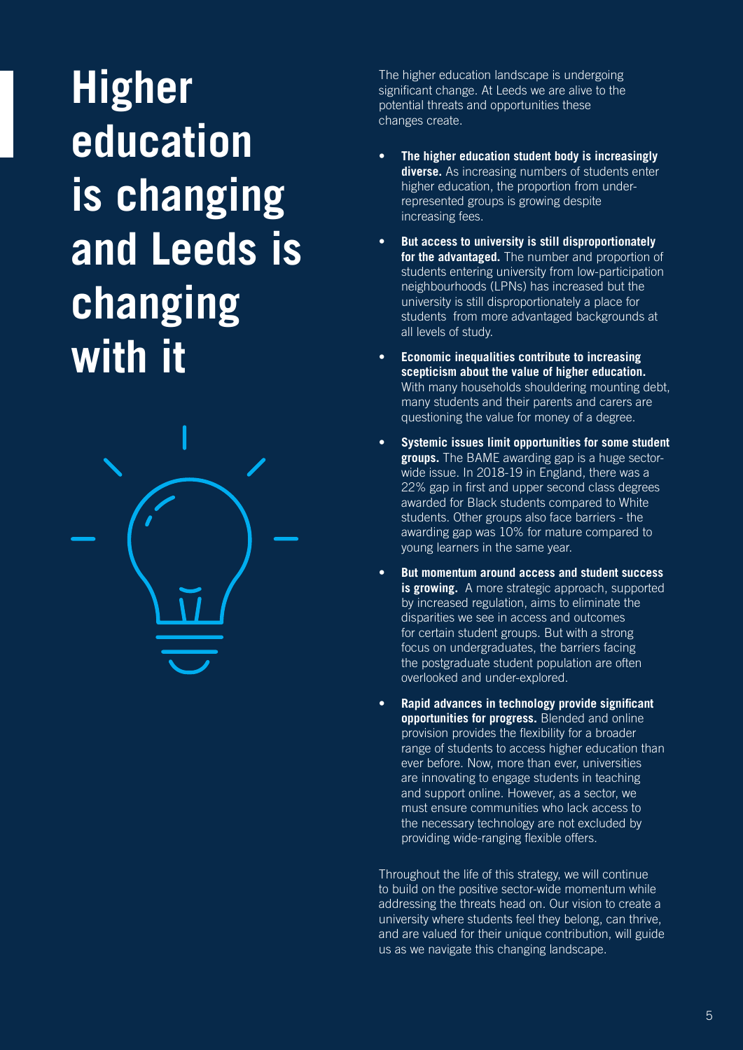# Higher education is changing and Leeds is changing with it

The higher education landscape is undergoing significant change. At Leeds we are alive to the potential threats and opportunities these changes create.

- **The higher education student body is increasingly diverse.** As increasing numbers of students enter higher education, the proportion from under-represented groups is growing despite increasing fees.
- **But access to university is still disproportionately for the advantaged.** The number and proportion of students entering university from low-participation neighbourhoods (LPNs) has increased but the university is still disproportionately a place for students from more advantaged backgrounds at all levels of study.
- **Economic inequalities contribute to increasing scepticism about the value of higher education.** With many households shouldering mounting debt, many students and their parents and carers are questioning the value for money of a degree.
- **Systemic issues limit opportunities for some student groups.** The BAME awarding gap is a huge sector-wide issue. In 2018-19 in England, there was a 22% gap in first and upper second class degrees awarded for Black students compared to White students. Other groups also face barriers - the awarding gap was 10% for mature compared to young learners in the same year.
- **But momentum around access and student success is growing.** A more strategic approach, supported by increased regulation, aims to eliminate the disparities we see in access and outcomes for certain student groups. But with a strong focus on undergraduates, the barriers facing the postgraduate student population are often overlooked and under-explored.
- **Rapid advances in technology provide significant opportunities for progress.** Blended and online provision provides the flexibility for a broader range of students to access higher education than ever before. Now, more than ever, universities are innovating to engage students in teaching and support online. However, as a sector, we must ensure communities who lack access to the necessary technology are not excluded by providing wide-ranging flexible offers.

Throughout the life of this strategy, we will continue to build on the positive sector-wide momentum while addressing the threats head on. Our vision to create a university where students feel they belong, can thrive, and are valued for their unique contribution, will guide us as we navigate this changing landscape.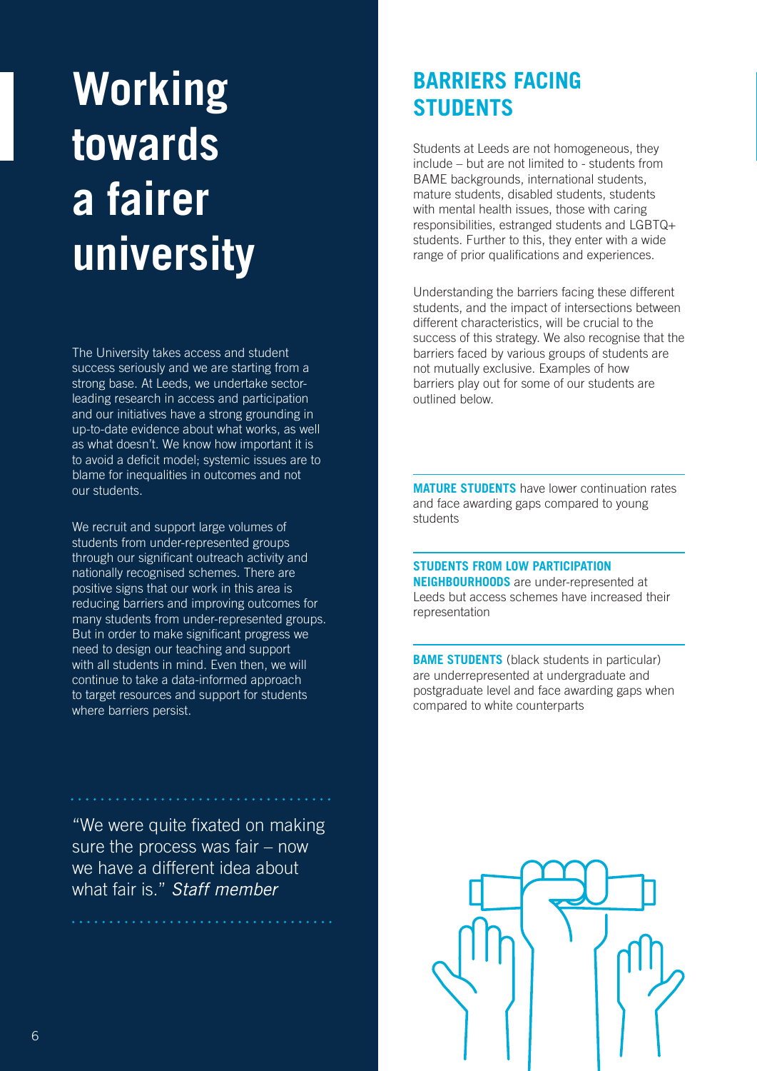# Working towards a fairer university

The University takes access and student success seriously and we are starting from a strong base. At Leeds, we undertake sector-leading research in access and participation and our initiatives have a strong grounding in up-to-date evidence about what works, as well as what doesn't. We know how important it is to avoid a deficit model; systemic issues are to blame for inequalities in outcomes and not our students.

We recruit and support large volumes of students from under-represented groups through our significant outreach activity and nationally recognised schemes. There are positive signs that our work in this area is reducing barriers and improving outcomes for many students from under-represented groups. But in order to make significant progress we need to design our teaching and support with all students in mind. Even then, we will continue to take a data-informed approach to target resources and support for students where barriers persist.

> "We were quite fixated on making sure the process was fair – now we have a different idea about what fair is." *Staff member*

## BARRIERS FACING STUDENTS

Students at Leeds are not homogeneous, they include – but are not limited to - students from BAME backgrounds, international students, mature students, disabled students, students with mental health issues, those with caring responsibilities, estranged students and LGBTQ+ students. Further to this, they enter with a wide range of prior qualifications and experiences.

Understanding the barriers facing these different students, and the impact of intersections between different characteristics, will be crucial to the success of this strategy. We also recognise that the barriers faced by various groups of students are not mutually exclusive. Examples of how barriers play out for some of our students are outlined below.

**MATURE STUDENTS** have lower continuation rates and face awarding gaps compared to young students

**STUDENTS FROM LOW PARTICIPATION NEIGHBOURHOODS** are under-represented at Leeds but access schemes have increased their representation

**BAME STUDENTS** (black students in particular) are underrepresented at undergraduate and postgraduate level and face awarding gaps when compared to white counterparts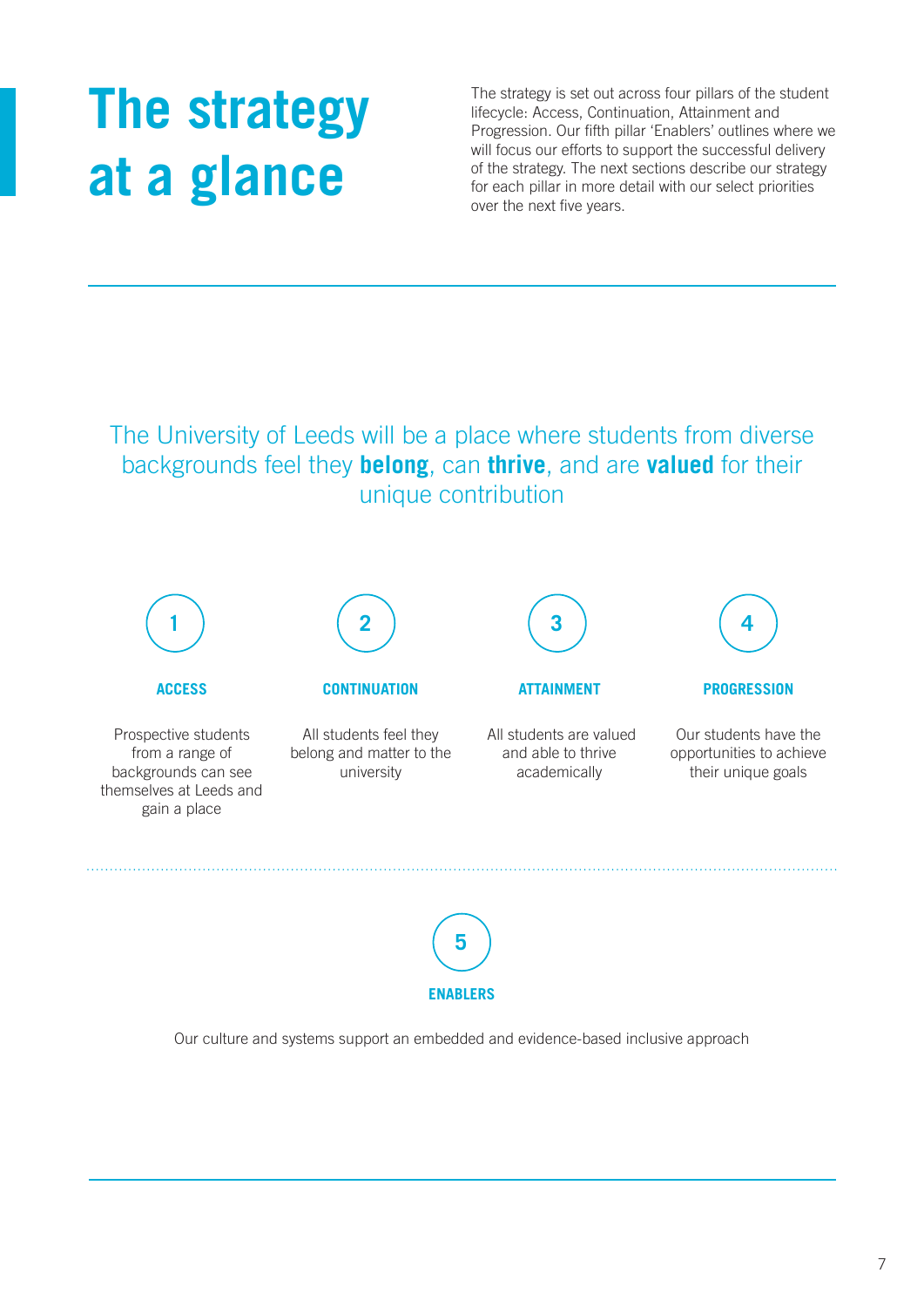# The strategy at a glance

The strategy is set out across four pillars of the student lifecycle: Access, Continuation, Attainment and Progression. Our fifth pillar 'Enablers' outlines where we will focus our efforts to support the successful delivery of the strategy. The next sections describe our strategy for each pillar in more detail with our select priorities over the next five years.

The University of Leeds will be a place where students from diverse backgrounds feel they **belong**, can **thrive**, and are **valued** for their unique contribution

**1**

**ACCESS**

Prospective students from a range of backgrounds can see themselves at Leeds and gain a place

**2**

**CONTINUATION**

All students feel they belong and matter to the university

**3**

**ATTAINMENT**

All students are valued and able to thrive academically

**4**

**PROGRESSION**

Our students have the opportunities to achieve their unique goals

**5**

**ENABLERS**

Our culture and systems support an embedded and evidence-based inclusive approach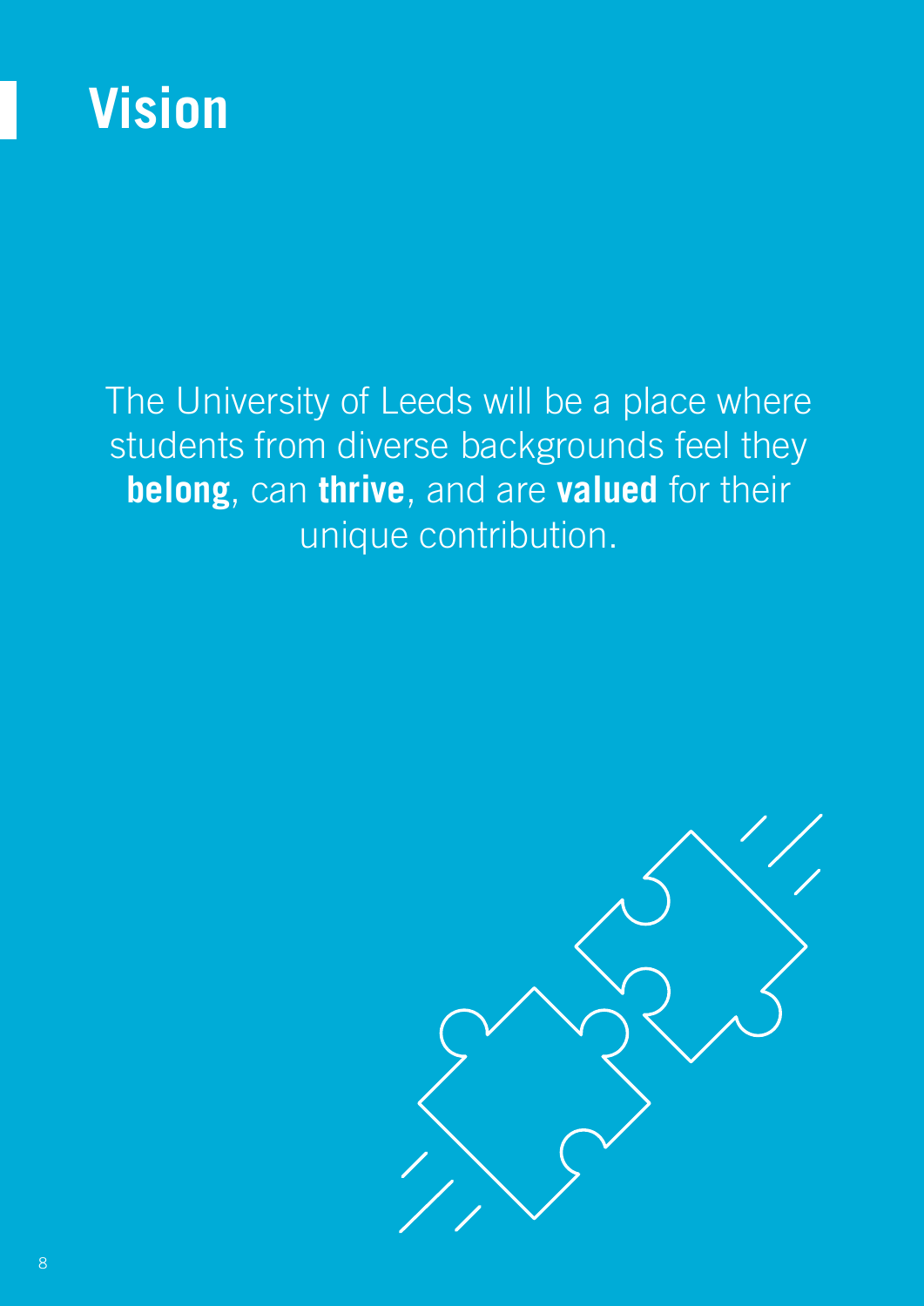# Vision

The University of Leeds will be a place where students from diverse backgrounds feel they **belong**, can **thrive**, and are **valued** for their unique contribution.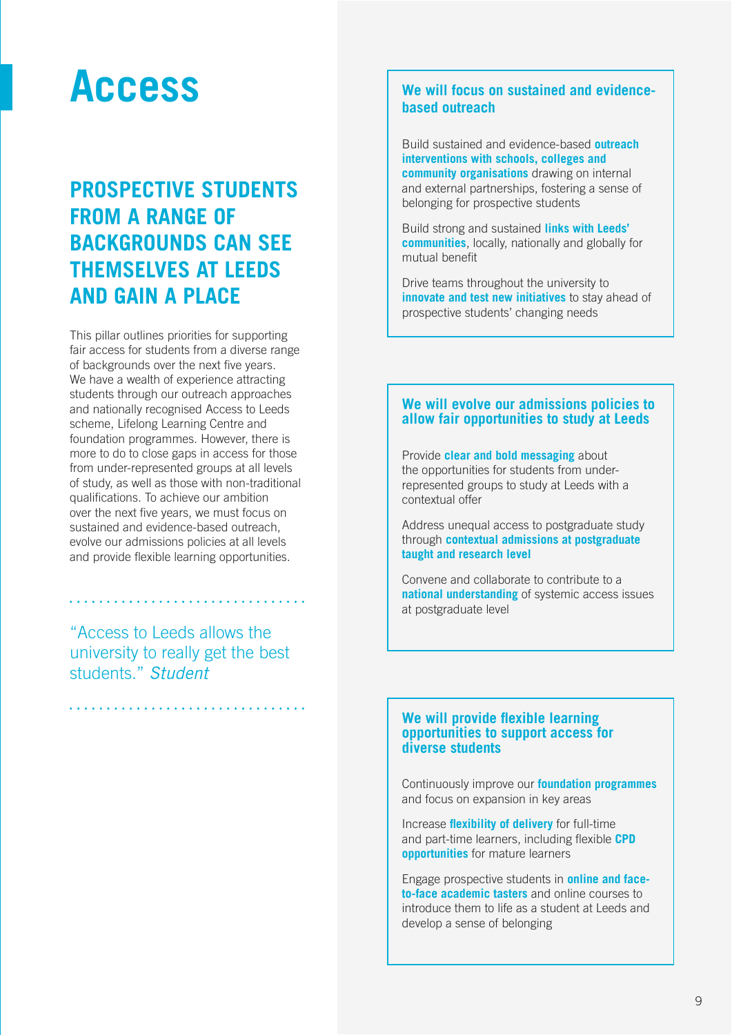# Access

## PROSPECTIVE STUDENTS FROM A RANGE OF BACKGROUNDS CAN SEE THEMSELVES AT LEEDS AND GAIN A PLACE

This pillar outlines priorities for supporting fair access for students from a diverse range of backgrounds over the next five years. We have a wealth of experience attracting students through our outreach approaches and nationally recognised Access to Leeds scheme, Lifelong Learning Centre and foundation programmes. However, there is more to do to close gaps in access for those from under-represented groups at all levels of study, as well as those with non-traditional qualifications. To achieve our ambition over the next five years, we must focus on sustained and evidence-based outreach, evolve our admissions policies at all levels and provide flexible learning opportunities.

"Access to Leeds allows the university to really get the best students." *Student*

### We will focus on sustained and evidence-based outreach

Build sustained and evidence-based **outreach interventions with schools, colleges and community organisations** drawing on internal and external partnerships, fostering a sense of belonging for prospective students

Build strong and sustained **links with Leeds' communities**, locally, nationally and globally for mutual benefit

Drive teams throughout the university to **innovate and test new initiatives** to stay ahead of prospective students' changing needs

### We will evolve our admissions policies to allow fair opportunities to study at Leeds

Provide **clear and bold messaging** about the opportunities for students from under-represented groups to study at Leeds with a contextual offer

Address unequal access to postgraduate study through **contextual admissions at postgraduate taught and research level**

Convene and collaborate to contribute to a **national understanding** of systemic access issues at postgraduate level

### We will provide flexible learning opportunities to support access for diverse students

Continuously improve our **foundation programmes** and focus on expansion in key areas

Increase **flexibility of delivery** for full-time and part-time learners, including flexible **CPD opportunities** for mature learners

Engage prospective students in **online and face-to-face academic tasters** and online courses to introduce them to life as a student at Leeds and develop a sense of belonging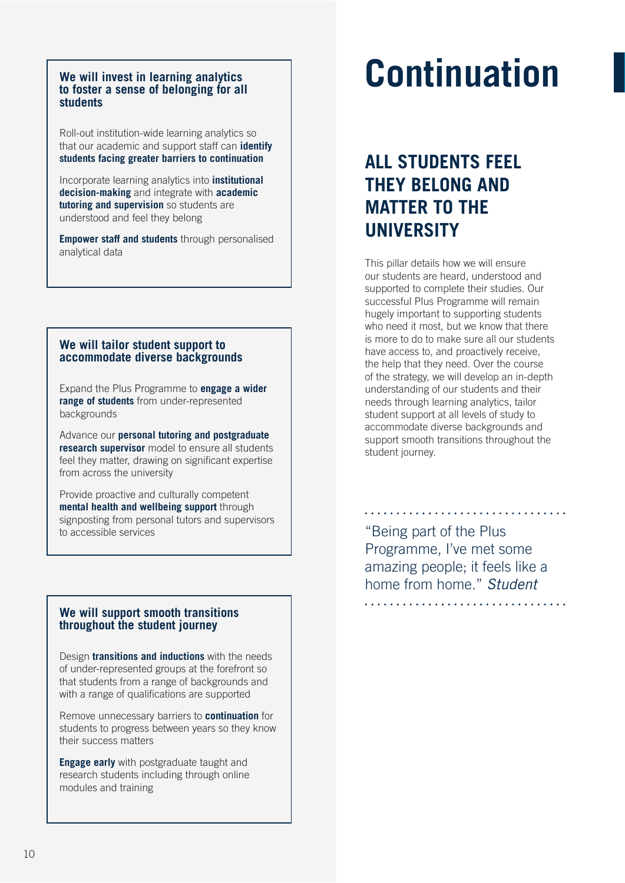# Continuation

## ALL STUDENTS FEEL THEY BELONG AND MATTER TO THE UNIVERSITY

This pillar details how we will ensure our students are heard, understood and supported to complete their studies. Our successful Plus Programme will remain hugely important to supporting students who need it most, but we know that there is more to do to make sure all our students have access to, and proactively receive, the help that they need. Over the course of the strategy, we will develop an in-depth understanding of our students and their needs through learning analytics, tailor student support at all levels of study to accommodate diverse backgrounds and support smooth transitions throughout the student journey.

> "Being part of the Plus Programme, I've met some amazing people; it feels like a home from home." *Student*

### We will invest in learning analytics to foster a sense of belonging for all students

Roll-out institution-wide learning analytics so that our academic and support staff can **identify students facing greater barriers to continuation**

Incorporate learning analytics into **institutional decision-making** and integrate with **academic tutoring and supervision** so students are understood and feel they belong

**Empower staff and students** through personalised analytical data

### We will tailor student support to accommodate diverse backgrounds

Expand the Plus Programme to **engage a wider range of students** from under-represented backgrounds

Advance our **personal tutoring and postgraduate research supervisor** model to ensure all students feel they matter, drawing on significant expertise from across the university

Provide proactive and culturally competent **mental health and wellbeing support** through signposting from personal tutors and supervisors to accessible services

### We will support smooth transitions throughout the student journey

Design **transitions and inductions** with the needs of under-represented groups at the forefront so that students from a range of backgrounds and with a range of qualifications are supported

Remove unnecessary barriers to **continuation** for students to progress between years so they know their success matters

**Engage early** with postgraduate taught and research students including through online modules and training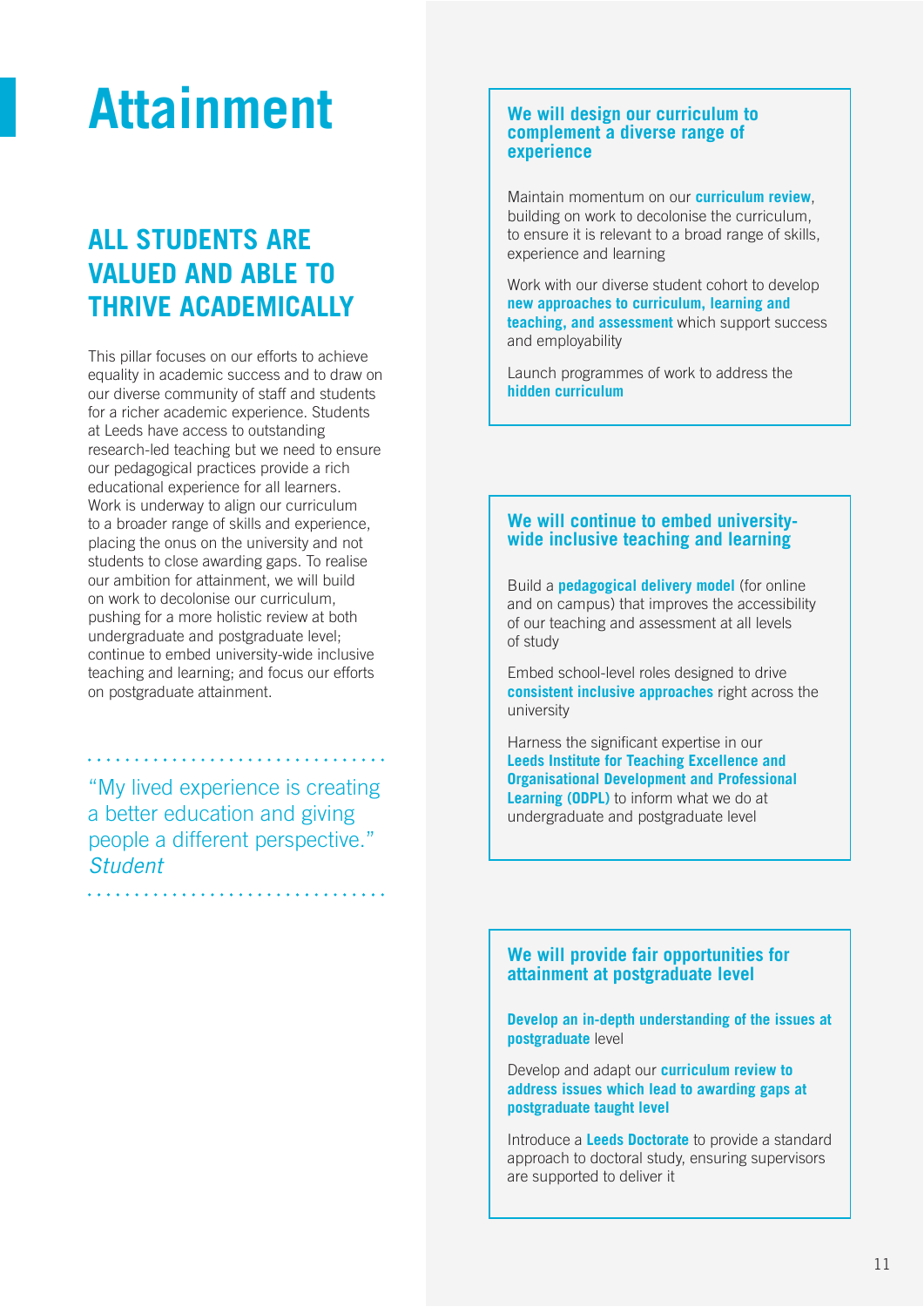# Attainment

## ALL STUDENTS ARE VALUED AND ABLE TO THRIVE ACADEMICALLY

This pillar focuses on our efforts to achieve equality in academic success and to draw on our diverse community of staff and students for a richer academic experience. Students at Leeds have access to outstanding research-led teaching but we need to ensure our pedagogical practices provide a rich educational experience for all learners. Work is underway to align our curriculum to a broader range of skills and experience, placing the onus on the university and not students to close awarding gaps. To realise our ambition for attainment, we will build on work to decolonise our curriculum, pushing for a more holistic review at both undergraduate and postgraduate level; continue to embed university-wide inclusive teaching and learning; and focus our efforts on postgraduate attainment.

> "My lived experience is creating a better education and giving people a different perspective."
> *Student*

### We will design our curriculum to complement a diverse range of experience

Maintain momentum on our **curriculum review**, building on work to decolonise the curriculum, to ensure it is relevant to a broad range of skills, experience and learning

Work with our diverse student cohort to develop **new approaches to curriculum, learning and teaching, and assessment** which support success and employability

Launch programmes of work to address the **hidden curriculum**

### We will continue to embed university-wide inclusive teaching and learning

Build a **pedagogical delivery model** (for online and on campus) that improves the accessibility of our teaching and assessment at all levels of study

Embed school-level roles designed to drive **consistent inclusive approaches** right across the university

Harness the significant expertise in our **Leeds Institute for Teaching Excellence and Organisational Development and Professional Learning (ODPL)** to inform what we do at undergraduate and postgraduate level

### We will provide fair opportunities for attainment at postgraduate level

**Develop an in-depth understanding of the issues at postgraduate** level

Develop and adapt our **curriculum review to address issues which lead to awarding gaps at postgraduate taught level**

Introduce a **Leeds Doctorate** to provide a standard approach to doctoral study, ensuring supervisors are supported to deliver it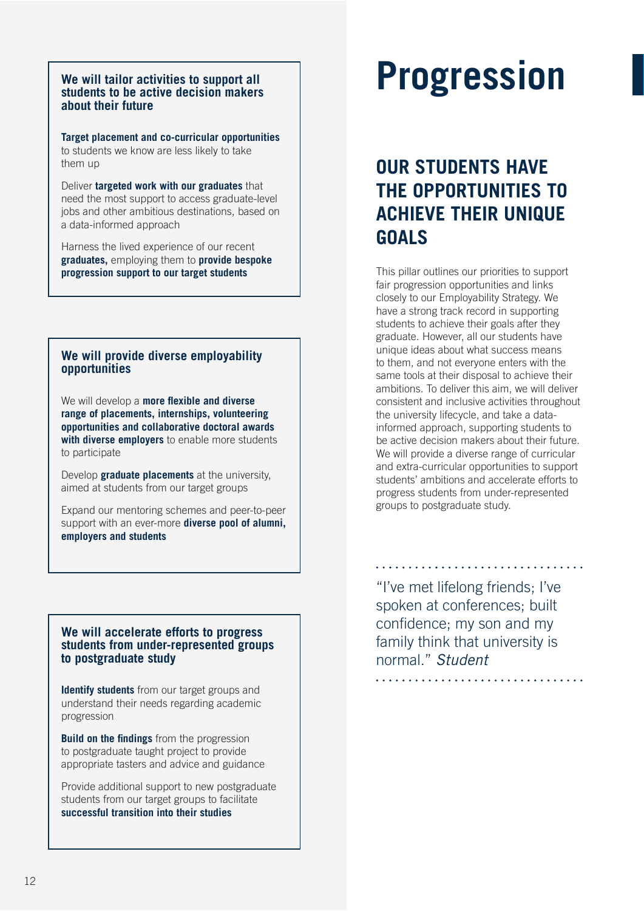# Progression

## OUR STUDENTS HAVE THE OPPORTUNITIES TO ACHIEVE THEIR UNIQUE GOALS

This pillar outlines our priorities to support fair progression opportunities and links closely to our Employability Strategy. We have a strong track record in supporting students to achieve their goals after they graduate. However, all our students have unique ideas about what success means to them, and not everyone enters with the same tools at their disposal to achieve their ambitions. To deliver this aim, we will deliver consistent and inclusive activities throughout the university lifecycle, and take a data-informed approach, supporting students to be active decision makers about their future. We will provide a diverse range of curricular and extra-curricular opportunities to support students' ambitions and accelerate efforts to progress students from under-represented groups to postgraduate study.

"I've met lifelong friends; I've spoken at conferences; built confidence; my son and my family think that university is normal." *Student*

### We will tailor activities to support all students to be active decision makers about their future

**Target placement and co-curricular opportunities** to students we know are less likely to take them up

Deliver **targeted work with our graduates** that need the most support to access graduate-level jobs and other ambitious destinations, based on a data-informed approach

Harness the lived experience of our recent **graduates,** employing them to **provide bespoke progression support to our target students**

### We will provide diverse employability opportunities

We will develop a **more flexible and diverse range of placements, internships, volunteering opportunities and collaborative doctoral awards with diverse employers** to enable more students to participate

Develop **graduate placements** at the university, aimed at students from our target groups

Expand our mentoring schemes and peer-to-peer support with an ever-more **diverse pool of alumni, employers and students**

### We will accelerate efforts to progress students from under-represented groups to postgraduate study

**Identify students** from our target groups and understand their needs regarding academic progression

**Build on the findings** from the progression to postgraduate taught project to provide appropriate tasters and advice and guidance

Provide additional support to new postgraduate students from our target groups to facilitate **successful transition into their studies**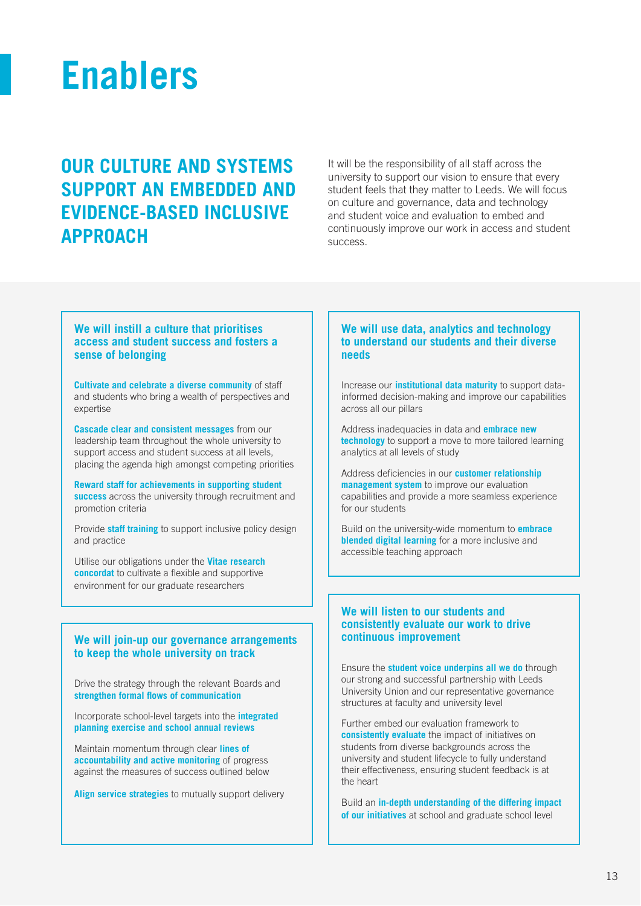# Enablers

## OUR CULTURE AND SYSTEMS SUPPORT AN EMBEDDED AND EVIDENCE-BASED INCLUSIVE APPROACH

It will be the responsibility of all staff across the university to support our vision to ensure that every student feels that they matter to Leeds. We will focus on culture and governance, data and technology and student voice and evaluation to embed and continuously improve our work in access and student success.

### We will instill a culture that prioritises access and student success and fosters a sense of belonging

**Cultivate and celebrate a diverse community** of staff and students who bring a wealth of perspectives and expertise

**Cascade clear and consistent messages** from our leadership team throughout the whole university to support access and student success at all levels, placing the agenda high amongst competing priorities

**Reward staff for achievements in supporting student success** across the university through recruitment and promotion criteria

Provide **staff training** to support inclusive policy design and practice

Utilise our obligations under the **Vitae research concordat** to cultivate a flexible and supportive environment for our graduate researchers

### We will join-up our governance arrangements to keep the whole university on track

Drive the strategy through the relevant Boards and **strengthen formal flows of communication**

Incorporate school-level targets into the **integrated planning exercise and school annual reviews**

Maintain momentum through clear **lines of accountability and active monitoring** of progress against the measures of success outlined below

**Align service strategies** to mutually support delivery

### We will use data, analytics and technology to understand our students and their diverse needs

Increase our **institutional data maturity** to support data-informed decision-making and improve our capabilities across all our pillars

Address inadequacies in data and **embrace new technology** to support a move to more tailored learning analytics at all levels of study

Address deficiencies in our **customer relationship management system** to improve our evaluation capabilities and provide a more seamless experience for our students

Build on the university-wide momentum to **embrace blended digital learning** for a more inclusive and accessible teaching approach

### We will listen to our students and consistently evaluate our work to drive continuous improvement

Ensure the **student voice underpins all we do** through our strong and successful partnership with Leeds University Union and our representative governance structures at faculty and university level

Further embed our evaluation framework to **consistently evaluate** the impact of initiatives on students from diverse backgrounds across the university and student lifecycle to fully understand their effectiveness, ensuring student feedback is at the heart

Build an **in-depth understanding of the differing impact of our initiatives** at school and graduate school level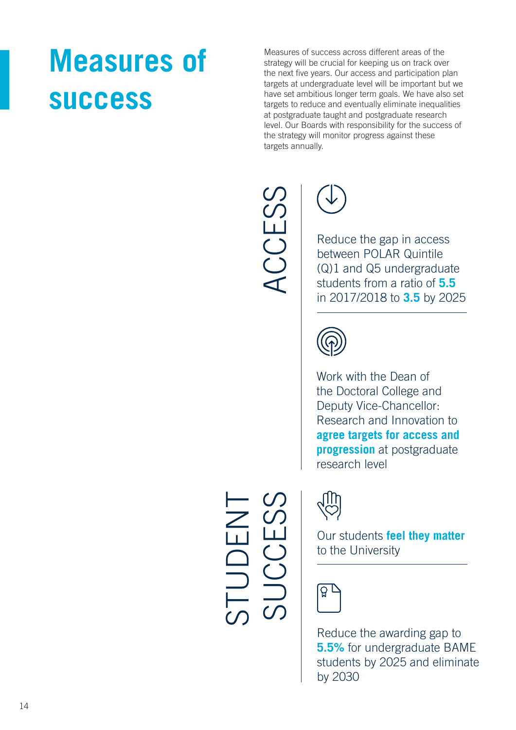# Measures of success

Measures of success across different areas of the strategy will be crucial for keeping us on track over the next five years. Our access and participation plan targets at undergraduate level will be important but we have set ambitious longer term goals. We have also set targets to reduce and eventually eliminate inequalities at postgraduate taught and postgraduate research level. Our Boards with responsibility for the success of the strategy will monitor progress against these targets annually.

## ACCESS

Reduce the gap in access between POLAR Quintile (Q)1 and Q5 undergraduate students from a ratio of **5.5** in 2017/2018 to **3.5** by 2025

Work with the Dean of the Doctoral College and Deputy Vice-Chancellor: Research and Innovation to **agree targets for access and progression** at postgraduate research level

## STUDENT SUCCESS

Our students **feel they matter** to the University

Reduce the awarding gap to **5.5%** for undergraduate BAME students by 2025 and eliminate by 2030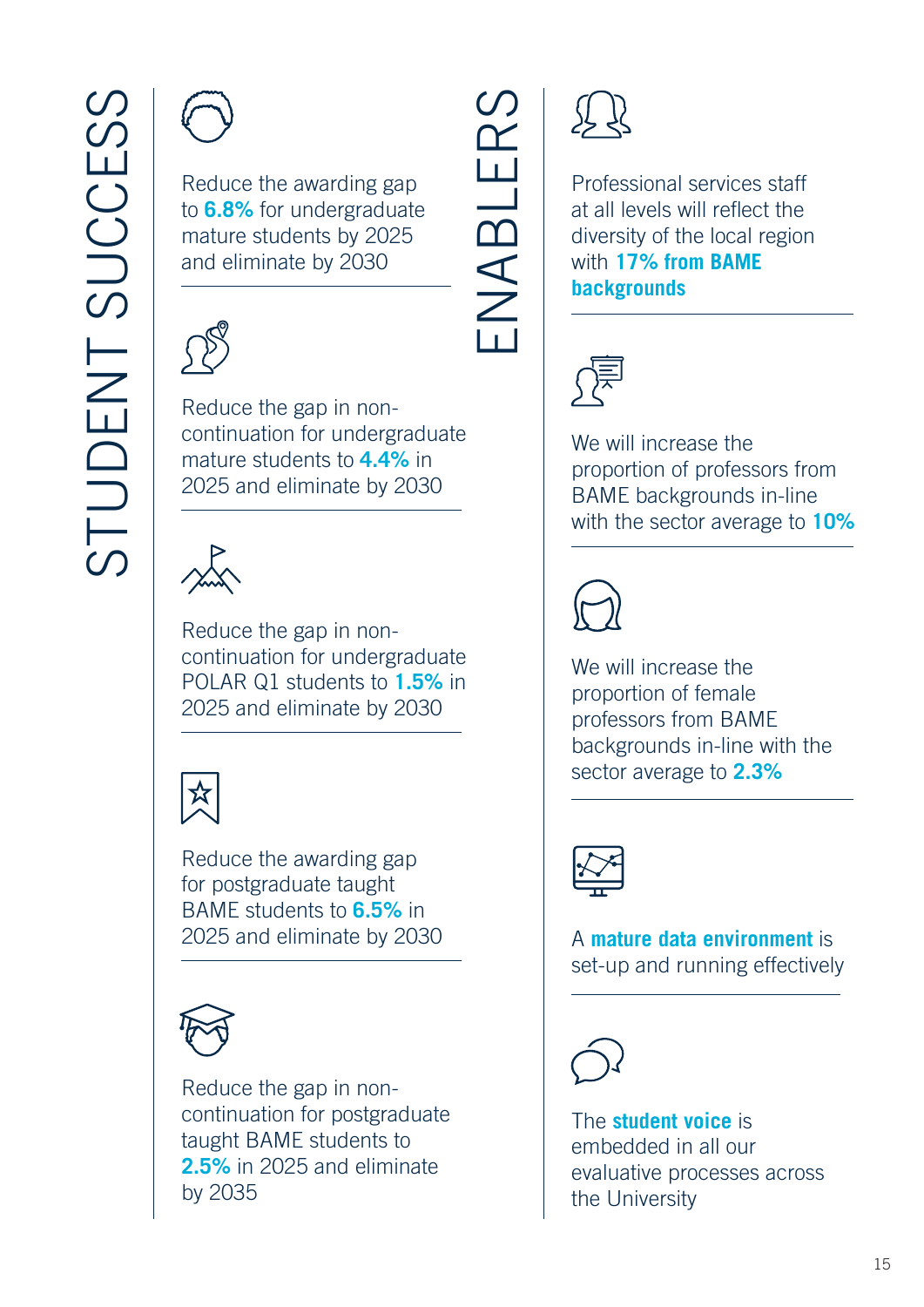## STUDENT SUCCESS

Reduce the awarding gap to **6.8%** for undergraduate mature students by 2025 and eliminate by 2030

Reduce the gap in non-continuation for undergraduate mature students to **4.4%** in 2025 and eliminate by 2030

Reduce the gap in non-continuation for undergraduate POLAR Q1 students to **1.5%** in 2025 and eliminate by 2030

Reduce the awarding gap for postgraduate taught BAME students to **6.5%** in 2025 and eliminate by 2030

Reduce the gap in non-continuation for postgraduate taught BAME students to **2.5%** in 2025 and eliminate by 2035

## ENABLERS

Professional services staff at all levels will reflect the diversity of the local region with **17% from BAME backgrounds**

We will increase the proportion of professors from BAME backgrounds in-line with the sector average to **10%**

We will increase the proportion of female professors from BAME backgrounds in-line with the sector average to **2.3%**

A **mature data environment** is set-up and running effectively

The **student voice** is embedded in all our evaluative processes across the University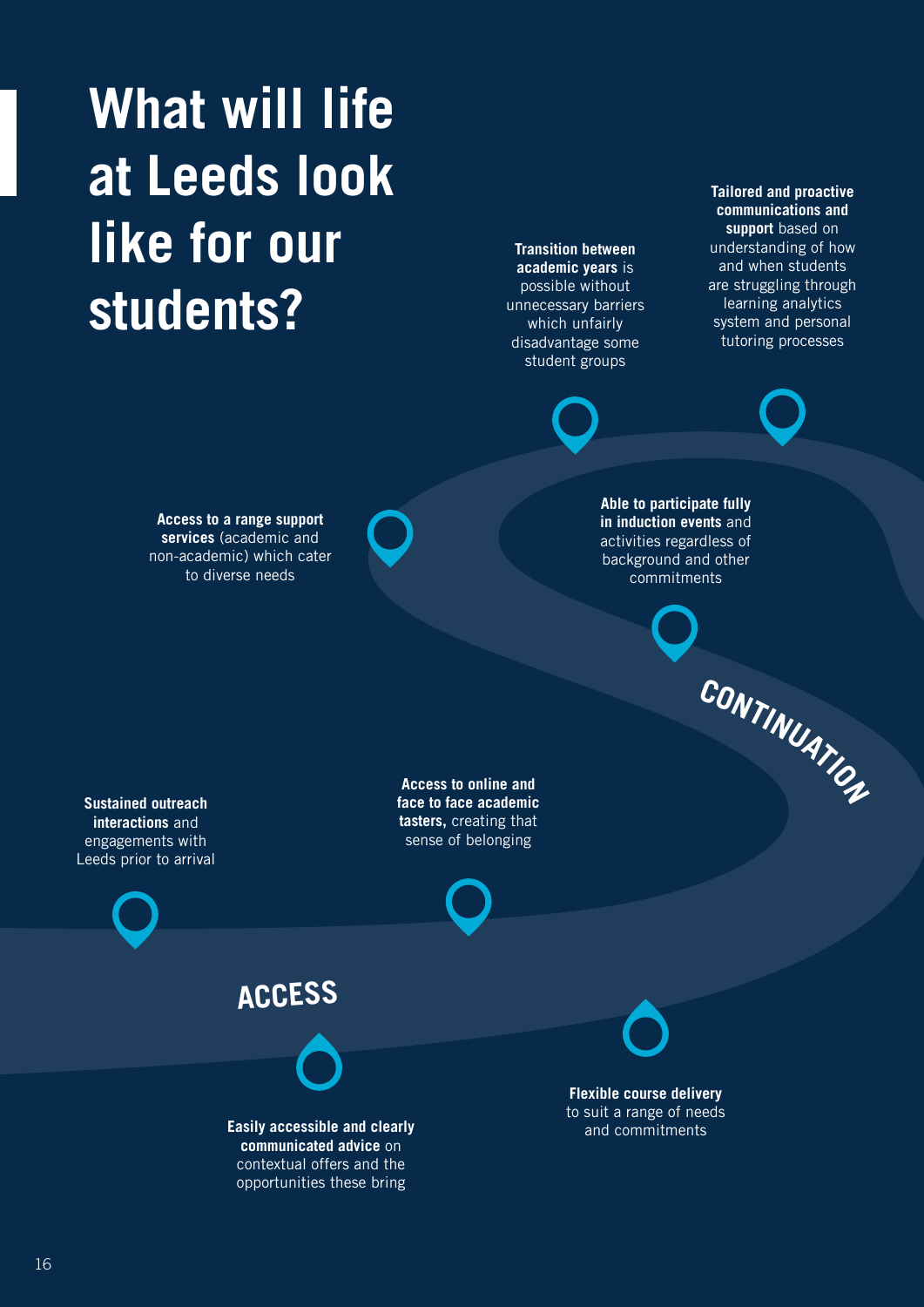# What will life at Leeds look like for our students?

## ACCESS

**Sustained outreach interactions** and engagements with Leeds prior to arrival

**Access to online and face to face academic tasters,** creating that sense of belonging

**Easily accessible and clearly communicated advice** on contextual offers and the opportunities these bring

**Flexible course delivery** to suit a range of needs and commitments

## CONTINUATION

**Access to a range support services** (academic and non-academic) which cater to diverse needs

**Able to participate fully in induction events** and activities regardless of background and other commitments

**Transition between academic years** is possible without unnecessary barriers which unfairly disadvantage some student groups

**Tailored and proactive communications and support** based on understanding of how and when students are struggling through learning analytics system and personal tutoring processes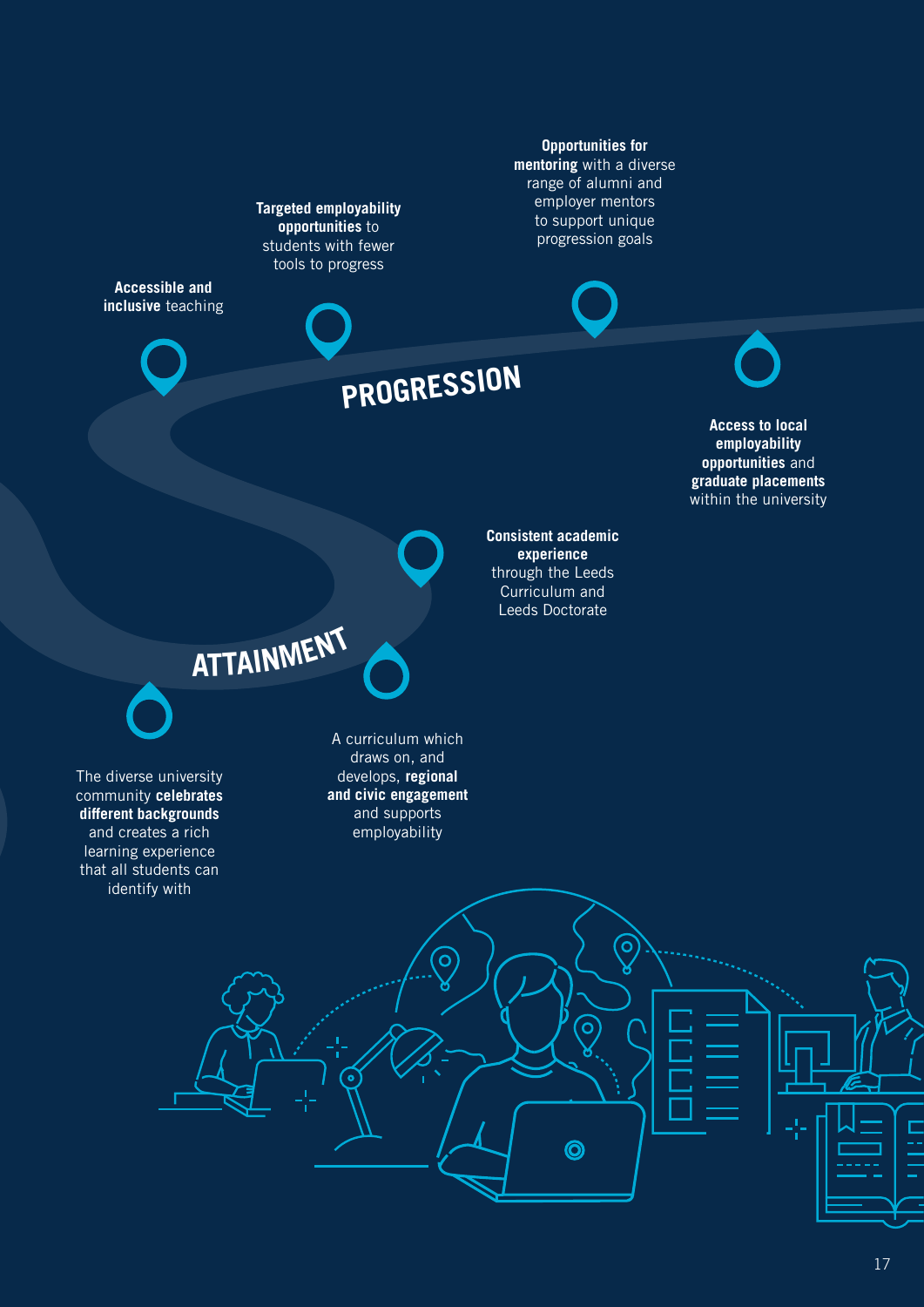## PROGRESSION

**Accessible and inclusive** teaching

**Targeted employability opportunities** to students with fewer tools to progress

**Opportunities for mentoring** with a diverse range of alumni and employer mentors to support unique progression goals

**Access to local employability opportunities** and **graduate placements** within the university

## ATTAINMENT

**Consistent academic experience** through the Leeds Curriculum and Leeds Doctorate

A curriculum which draws on, and develops, **regional and civic engagement** and supports employability

The diverse university community **celebrates different backgrounds** and creates a rich learning experience that all students can identify with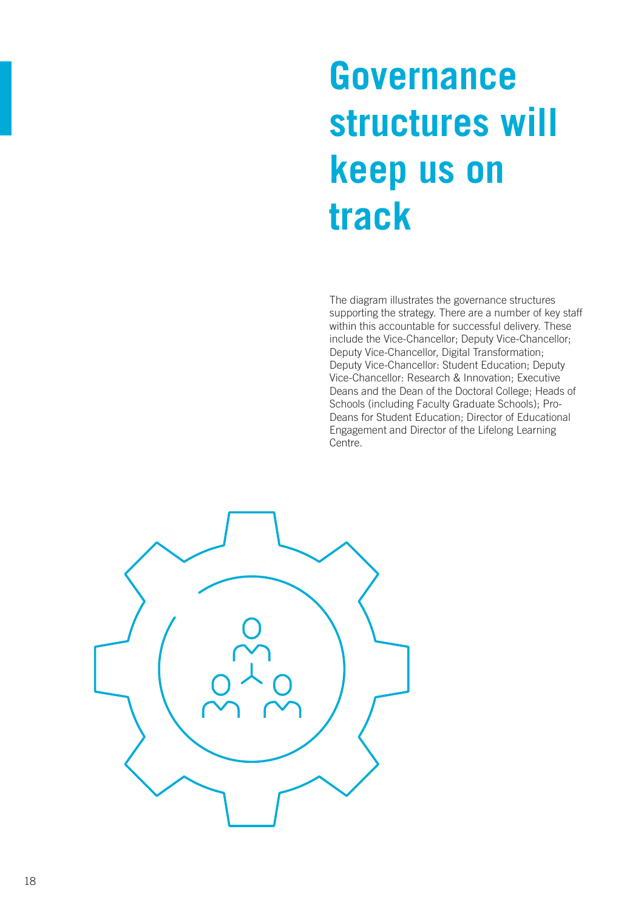# Governance structures will keep us on track

The diagram illustrates the governance structures supporting the strategy. There are a number of key staff within this accountable for successful delivery. These include the Vice-Chancellor; Deputy Vice-Chancellor; Deputy Vice-Chancellor, Digital Transformation; Deputy Vice-Chancellor: Student Education; Deputy Vice-Chancellor: Research & Innovation; Executive Deans and the Dean of the Doctoral College; Heads of Schools (including Faculty Graduate Schools); Pro-Deans for Student Education; Director of Educational Engagement and Director of the Lifelong Learning Centre.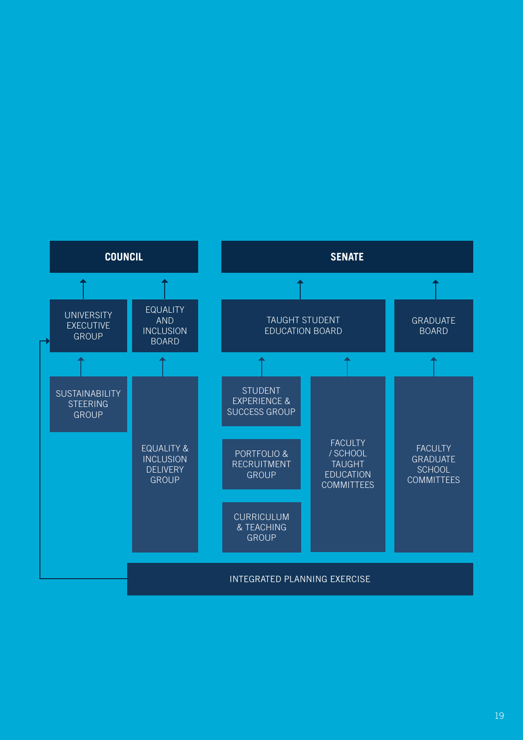**COUNCIL**

- UNIVERSITY EXECUTIVE GROUP
  - SUSTAINABILITY STEERING GROUP
- EQUALITY AND INCLUSION BOARD
  - EQUALITY & INCLUSION DELIVERY GROUP

**SENATE**

- TAUGHT STUDENT EDUCATION BOARD
  - STUDENT EXPERIENCE & SUCCESS GROUP
  - PORTFOLIO & RECRUITMENT GROUP
  - CURRICULUM & TEACHING GROUP
  - FACULTY / SCHOOL TAUGHT EDUCATION COMMITTEES
- GRADUATE BOARD
  - FACULTY GRADUATE SCHOOL COMMITTEES

INTEGRATED PLANNING EXERCISE → UNIVERSITY EXECUTIVE GROUP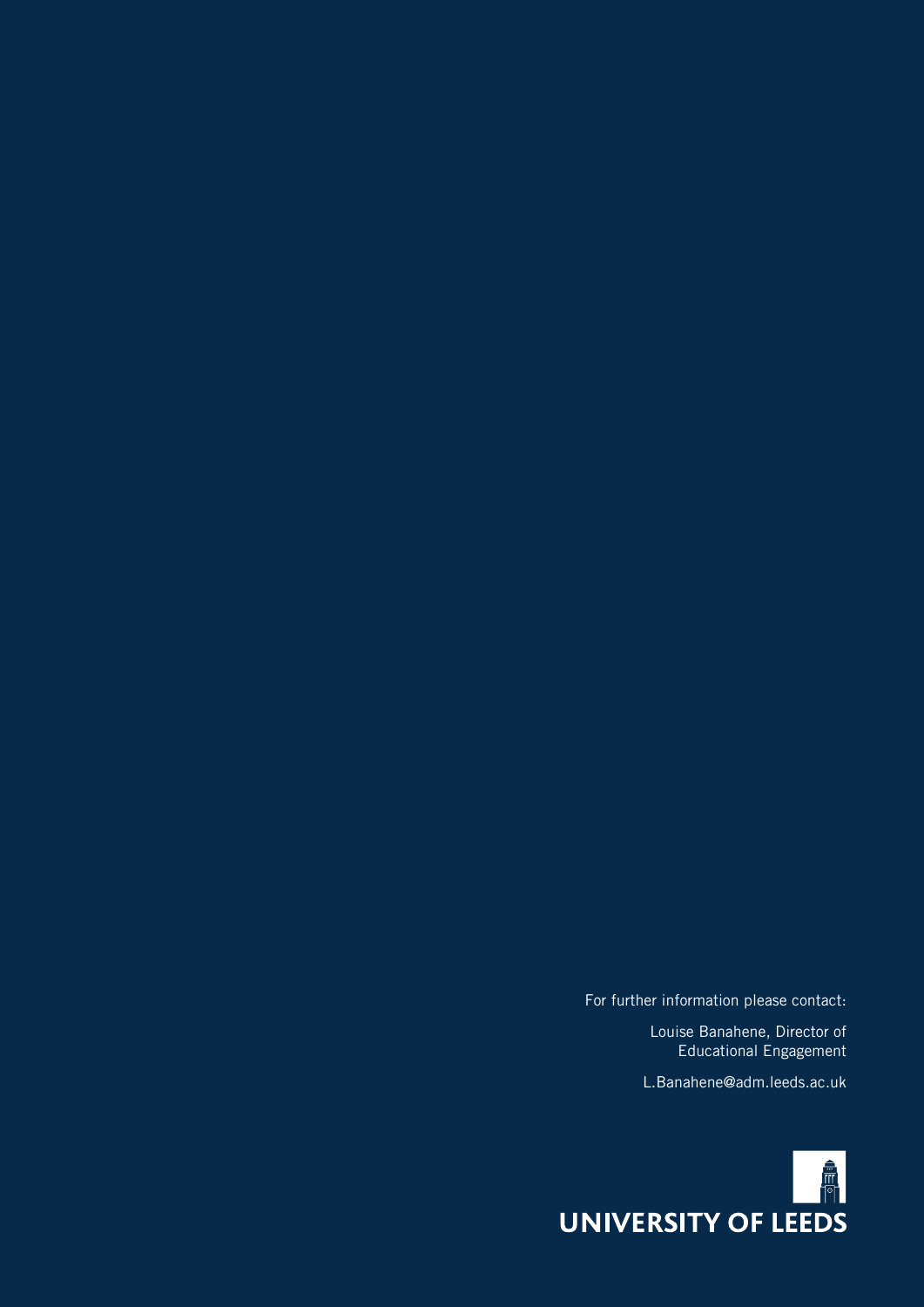For further information please contact:

Louise Banahene, Director of Educational Engagement

L.Banahene@adm.leeds.ac.uk

UNIVERSITY OF LEEDS